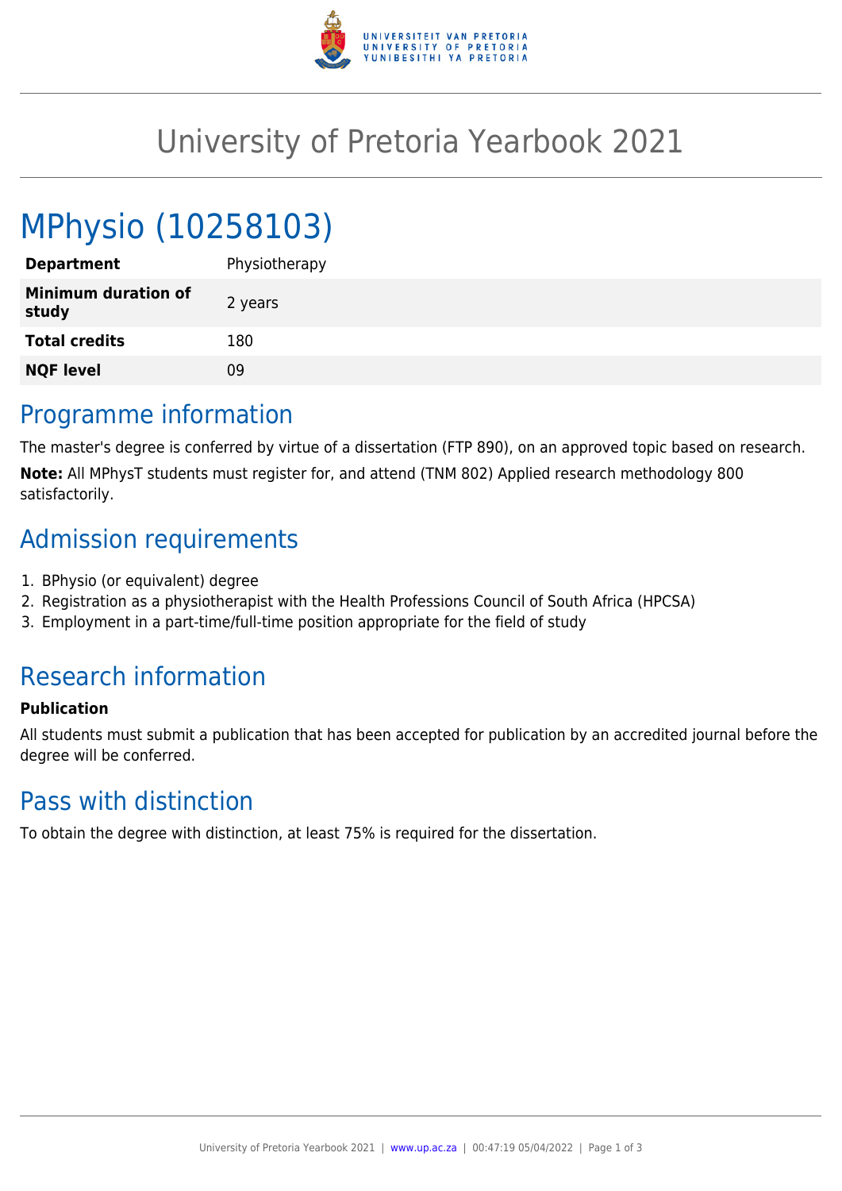# University of Pretoria Yearbook 2021

# MPhysio (10258103)

| | |
|---|---|
| **Department** | Physiotherapy |
| **Minimum duration of study** | 2 years |
| **Total credits** | 180 |
| **NQF level** | 09 |

## Programme information

The master's degree is conferred by virtue of a dissertation (FTP 890), on an approved topic based on research.

**Note:** All MPhysT students must register for, and attend (TNM 802) Applied research methodology 800 satisfactorily.

## Admission requirements

1. BPhysio (or equivalent) degree
2. Registration as a physiotherapist with the Health Professions Council of South Africa (HPCSA)
3. Employment in a part-time/full-time position appropriate for the field of study

## Research information

**Publication**

All students must submit a publication that has been accepted for publication by an accredited journal before the degree will be conferred.

## Pass with distinction

To obtain the degree with distinction, at least 75% is required for the dissertation.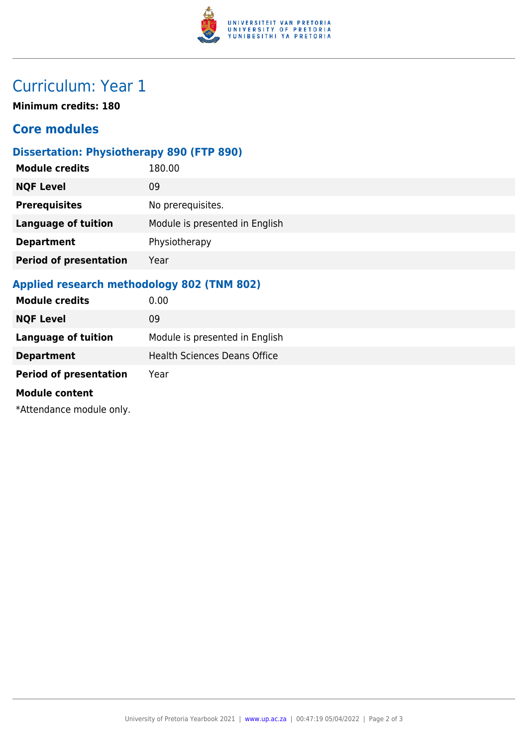# Curriculum: Year 1

**Minimum credits: 180**

## Core modules

### Dissertation: Physiotherapy 890 (FTP 890)

| | |
|---|---|
| **Module credits** | 180.00 |
| **NQF Level** | 09 |
| **Prerequisites** | No prerequisites. |
| **Language of tuition** | Module is presented in English |
| **Department** | Physiotherapy |
| **Period of presentation** | Year |

### Applied research methodology 802 (TNM 802)

| | |
|---|---|
| **Module credits** | 0.00 |
| **NQF Level** | 09 |
| **Language of tuition** | Module is presented in English |
| **Department** | Health Sciences Deans Office |
| **Period of presentation** | Year |

**Module content**

*Attendance module only.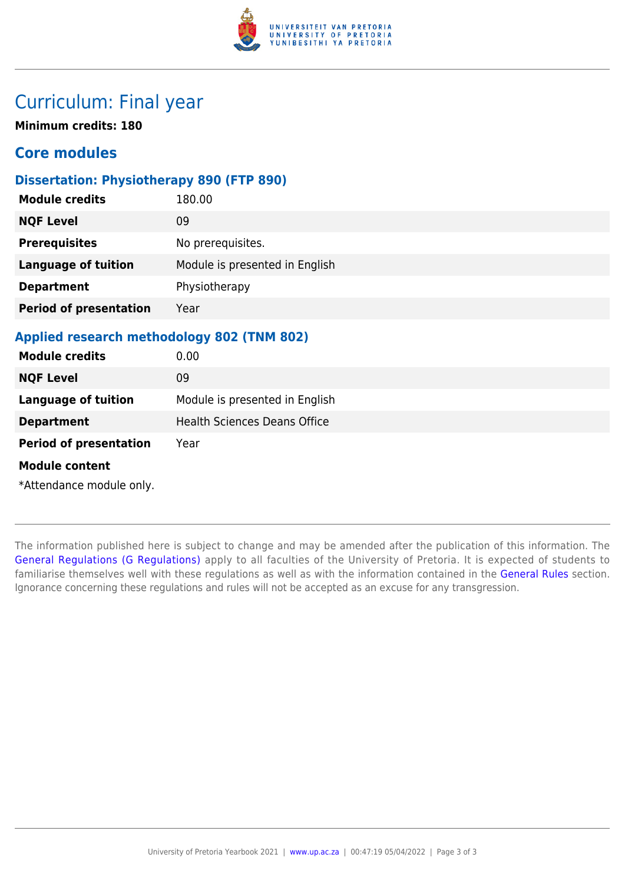# Curriculum: Final year

**Minimum credits: 180**

## Core modules

### Dissertation: Physiotherapy 890 (FTP 890)

| | |
|---|---|
| **Module credits** | 180.00 |
| **NQF Level** | 09 |
| **Prerequisites** | No prerequisites. |
| **Language of tuition** | Module is presented in English |
| **Department** | Physiotherapy |
| **Period of presentation** | Year |

### Applied research methodology 802 (TNM 802)

| | |
|---|---|
| **Module credits** | 0.00 |
| **NQF Level** | 09 |
| **Language of tuition** | Module is presented in English |
| **Department** | Health Sciences Deans Office |
| **Period of presentation** | Year |

**Module content**

*Attendance module only.

The information published here is subject to change and may be amended after the publication of this information. The General Regulations (G Regulations) apply to all faculties of the University of Pretoria. It is expected of students to familiarise themselves well with these regulations as well as with the information contained in the General Rules section. Ignorance concerning these regulations and rules will not be accepted as an excuse for any transgression.